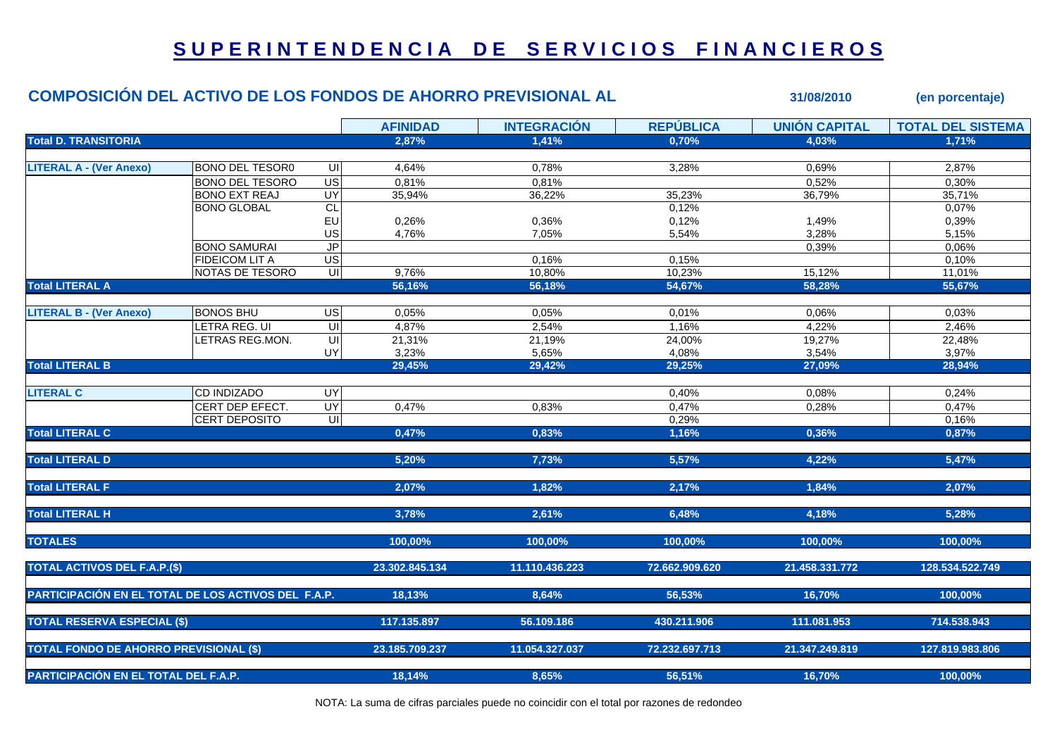# SUPERINTENDENCIA DE SERVICIOS FINANCIEROS

## COMPOSICIÓN DEL ACTIVO DE LOS FONDOS DE AHORRO PREVISIONAL AL 31/08/2010 (en porcentaje)

| | | | AFINIDAD | INTEGRACIÓN | REPÚBLICA | UNIÓN CAPITAL | TOTAL DEL SISTEMA |
|---|---|---|---|---|---|---|---|
| **Total D. TRANSITORIA** | | | 2,87% | 1,41% | 0,70% | 4,03% | 1,71% |
| **LITERAL A - (Ver Anexo)** | BONO DEL TESOR0 | UI | 4,64% | 0,78% | 3,28% | 0,69% | 2,87% |
| | BONO DEL TESORO | US | 0,81% | 0,81% | | 0,52% | 0,30% |
| | BONO EXT REAJ | UY | 35,94% | 36,22% | 35,23% | 36,79% | 35,71% |
| | BONO GLOBAL | CL | | | 0,12% | | 0,07% |
| | | EU | 0,26% | 0,36% | 0,12% | 1,49% | 0,39% |
| | | US | 4,76% | 7,05% | 5,54% | 3,28% | 5,15% |
| | BONO SAMURAI | JP | | | | 0,39% | 0,06% |
| | FIDEICOM LIT A | US | | 0,16% | 0,15% | | 0,10% |
| | NOTAS DE TESORO | UI | 9,76% | 10,80% | 10,23% | 15,12% | 11,01% |
| **Total LITERAL A** | | | 56,16% | 56,18% | 54,67% | 58,28% | 55,67% |
| **LITERAL B - (Ver Anexo)** | BONOS BHU | US | 0,05% | 0,05% | 0,01% | 0,06% | 0,03% |
| | LETRA REG. UI | UI | 4,87% | 2,54% | 1,16% | 4,22% | 2,46% |
| | LETRAS REG.MON. | UI | 21,31% | 21,19% | 24,00% | 19,27% | 22,48% |
| | | UY | 3,23% | 5,65% | 4,08% | 3,54% | 3,97% |
| **Total LITERAL B** | | | 29,45% | 29,42% | 29,25% | 27,09% | 28,94% |
| **LITERAL C** | CD INDIZADO | UY | | | 0,40% | 0,08% | 0,24% |
| | CERT DEP EFECT. | UY | 0,47% | 0,83% | 0,47% | 0,28% | 0,47% |
| | CERT DEPOSITO | UI | | | 0,29% | | 0,16% |
| **Total LITERAL C** | | | 0,47% | 0,83% | 1,16% | 0,36% | 0,87% |
| **Total LITERAL D** | | | 5,20% | 7,73% | 5,57% | 4,22% | 5,47% |
| **Total LITERAL F** | | | 2,07% | 1,82% | 2,17% | 1,84% | 2,07% |
| **Total LITERAL H** | | | 3,78% | 2,61% | 6,48% | 4,18% | 5,28% |
| **TOTALES** | | | 100,00% | 100,00% | 100,00% | 100,00% | 100,00% |
| **TOTAL ACTIVOS DEL F.A.P.($)** | | | 23.302.845.134 | 11.110.436.223 | 72.662.909.620 | 21.458.331.772 | 128.534.522.749 |
| **PARTICIPACIÓN EN EL TOTAL DE LOS ACTIVOS DEL F.A.P.** | | | 18,13% | 8,64% | 56,53% | 16,70% | 100,00% |
| **TOTAL RESERVA ESPECIAL ($)** | | | 117.135.897 | 56.109.186 | 430.211.906 | 111.081.953 | 714.538.943 |
| **TOTAL FONDO DE AHORRO PREVISIONAL ($)** | | | 23.185.709.237 | 11.054.327.037 | 72.232.697.713 | 21.347.249.819 | 127.819.983.806 |
| **PARTICIPACIÓN EN EL TOTAL DEL F.A.P.** | | | 18,14% | 8,65% | 56,51% | 16,70% | 100,00% |

NOTA: La suma de cifras parciales puede no coincidir con el total por razones de redondeo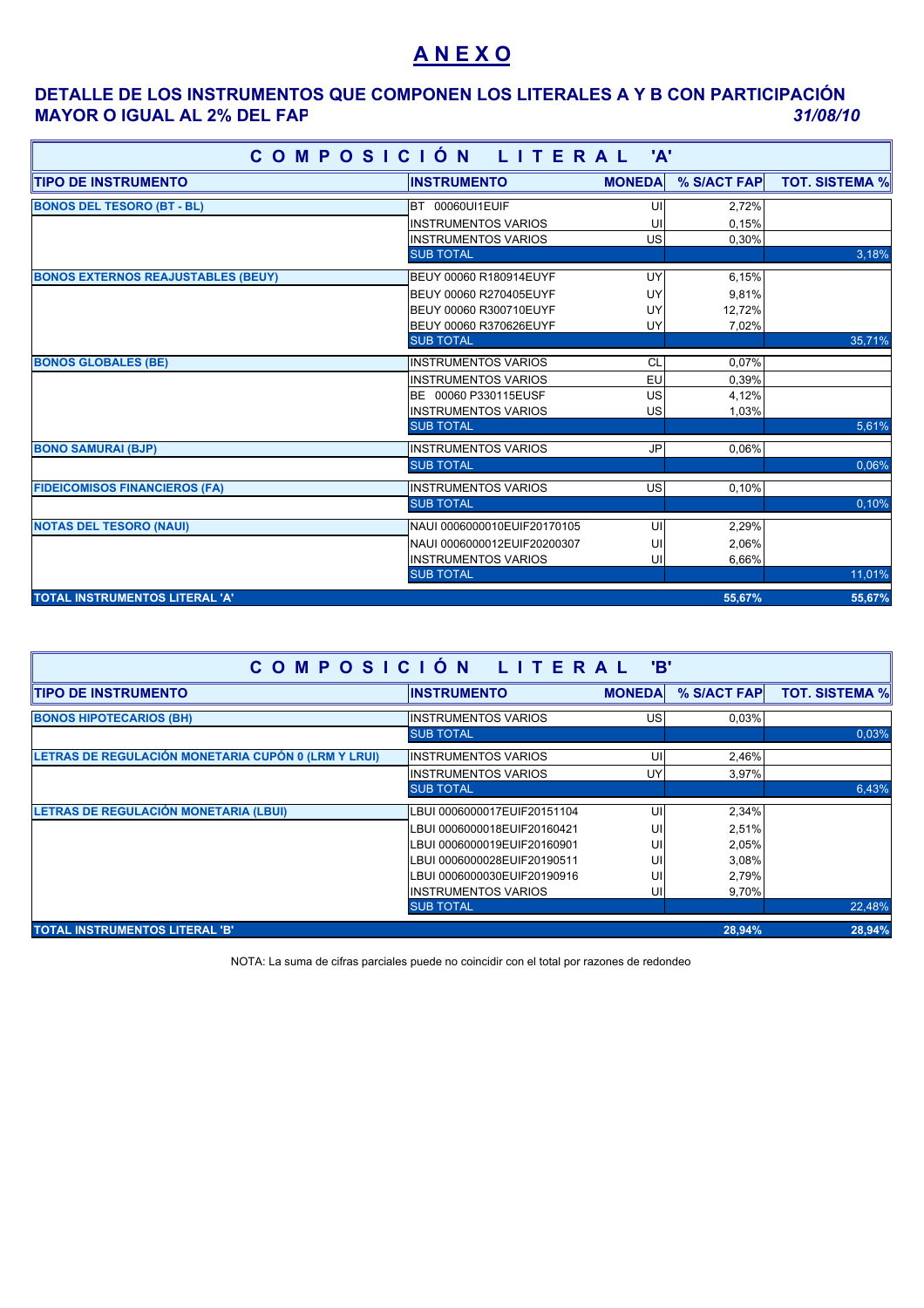# ANEXO

## DETALLE DE LOS INSTRUMENTOS QUE COMPONEN LOS LITERALES A Y B CON PARTICIPACIÓN MAYOR O IGUAL AL 2% DEL FAP

*31/08/10*

### COMPOSICIÓN LITERAL 'A'

| TIPO DE INSTRUMENTO | INSTRUMENTO | MONEDA | % S/ACT FAP | TOT. SISTEMA % |
|---|---|---|---|---|
| BONOS DEL TESORO (BT - BL) | BT 00060UI1EUIF | UI | 2,72% | |
| | INSTRUMENTOS VARIOS | UI | 0,15% | |
| | INSTRUMENTOS VARIOS | US | 0,30% | |
| | SUB TOTAL | | | 3,18% |
| BONOS EXTERNOS REAJUSTABLES (BEUY) | BEUY 00060 R180914EUYF | UY | 6,15% | |
| | BEUY 00060 R270405EUYF | UY | 9,81% | |
| | BEUY 00060 R300710EUYF | UY | 12,72% | |
| | BEUY 00060 R370626EUYF | UY | 7,02% | |
| | SUB TOTAL | | | 35,71% |
| BONOS GLOBALES (BE) | INSTRUMENTOS VARIOS | CL | 0,07% | |
| | INSTRUMENTOS VARIOS | EU | 0,39% | |
| | BE 00060 P330115EUSF | US | 4,12% | |
| | INSTRUMENTOS VARIOS | US | 1,03% | |
| | SUB TOTAL | | | 5,61% |
| BONO SAMURAI (BJP) | INSTRUMENTOS VARIOS | JP | 0,06% | |
| | SUB TOTAL | | | 0,06% |
| FIDEICOMISOS FINANCIEROS (FA) | INSTRUMENTOS VARIOS | US | 0,10% | |
| | SUB TOTAL | | | 0,10% |
| NOTAS DEL TESORO (NAUI) | NAUI 0006000010EUIF20170105 | UI | 2,29% | |
| | NAUI 0006000012EUIF20200307 | UI | 2,06% | |
| | INSTRUMENTOS VARIOS | UI | 6,66% | |
| | SUB TOTAL | | | 11,01% |
| **TOTAL INSTRUMENTOS LITERAL 'A'** | | | **55,67%** | **55,67%** |

### COMPOSICIÓN LITERAL 'B'

| TIPO DE INSTRUMENTO | INSTRUMENTO | MONEDA | % S/ACT FAP | TOT. SISTEMA % |
|---|---|---|---|---|
| BONOS HIPOTECARIOS (BH) | INSTRUMENTOS VARIOS | US | 0,03% | |
| | SUB TOTAL | | | 0,03% |
| LETRAS DE REGULACIÓN MONETARIA CUPÓN 0 (LRM Y LRUI) | INSTRUMENTOS VARIOS | UI | 2,46% | |
| | INSTRUMENTOS VARIOS | UY | 3,97% | |
| | SUB TOTAL | | | 6,43% |
| LETRAS DE REGULACIÓN MONETARIA (LBUI) | LBUI 0006000017EUIF20151104 | UI | 2,34% | |
| | LBUI 0006000018EUIF20160421 | UI | 2,51% | |
| | LBUI 0006000019EUIF20160901 | UI | 2,05% | |
| | LBUI 0006000028EUIF20190511 | UI | 3,08% | |
| | LBUI 0006000030EUIF20190916 | UI | 2,79% | |
| | INSTRUMENTOS VARIOS | UI | 9,70% | |
| | SUB TOTAL | | | 22,48% |
| **TOTAL INSTRUMENTOS LITERAL 'B'** | | | **28,94%** | **28,94%** |

NOTA: La suma de cifras parciales puede no coincidir con el total por razones de redondeo